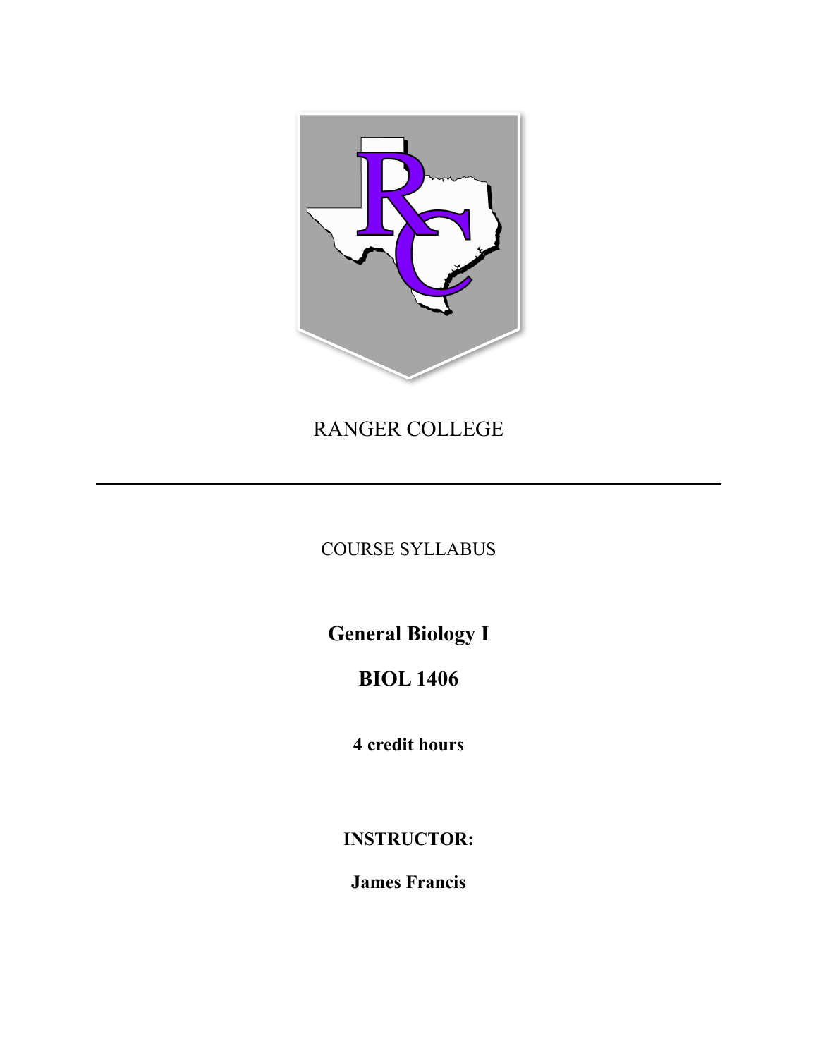RANGER COLLEGE

---

COURSE SYLLABUS

# General Biology I

# BIOL 1406

**4 credit hours**

**INSTRUCTOR:**

**James Francis**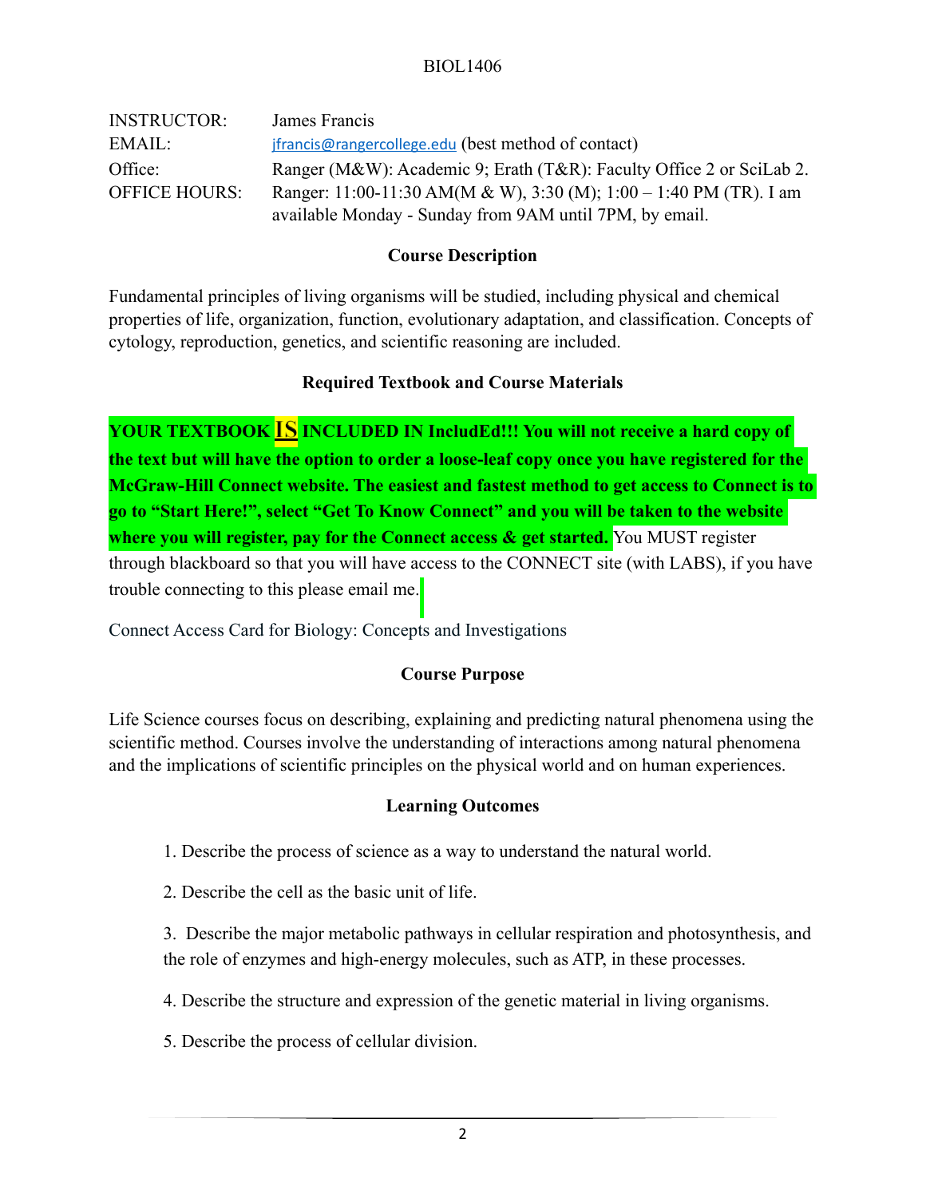| | |
|---|---|
| INSTRUCTOR: | James Francis |
| EMAIL: | jfrancis@rangercollege.edu (best method of contact) |
| Office: | Ranger (M&W): Academic 9; Erath (T&R): Faculty Office 2 or SciLab 2. |
| OFFICE HOURS: | Ranger: 11:00-11:30 AM(M & W), 3:30 (M); 1:00 – 1:40 PM (TR). I am available Monday - Sunday from 9AM until 7PM, by email. |

## Course Description

Fundamental principles of living organisms will be studied, including physical and chemical properties of life, organization, function, evolutionary adaptation, and classification. Concepts of cytology, reproduction, genetics, and scientific reasoning are included.

## Required Textbook and Course Materials

**YOUR TEXTBOOK IS INCLUDED IN IncludEd!!! You will not receive a hard copy of the text but will have the option to order a loose-leaf copy once you have registered for the McGraw-Hill Connect website. The easiest and fastest method to get access to Connect is to go to "Start Here!", select "Get To Know Connect" and you will be taken to the website where you will register, pay for the Connect access & get started.** You MUST register through blackboard so that you will have access to the CONNECT site (with LABS), if you have trouble connecting to this please email me.

Connect Access Card for Biology: Concepts and Investigations

## Course Purpose

Life Science courses focus on describing, explaining and predicting natural phenomena using the scientific method. Courses involve the understanding of interactions among natural phenomena and the implications of scientific principles on the physical world and on human experiences.

## Learning Outcomes

1. Describe the process of science as a way to understand the natural world.
2. Describe the cell as the basic unit of life.
3. Describe the major metabolic pathways in cellular respiration and photosynthesis, and the role of enzymes and high-energy molecules, such as ATP, in these processes.
4. Describe the structure and expression of the genetic material in living organisms.
5. Describe the process of cellular division.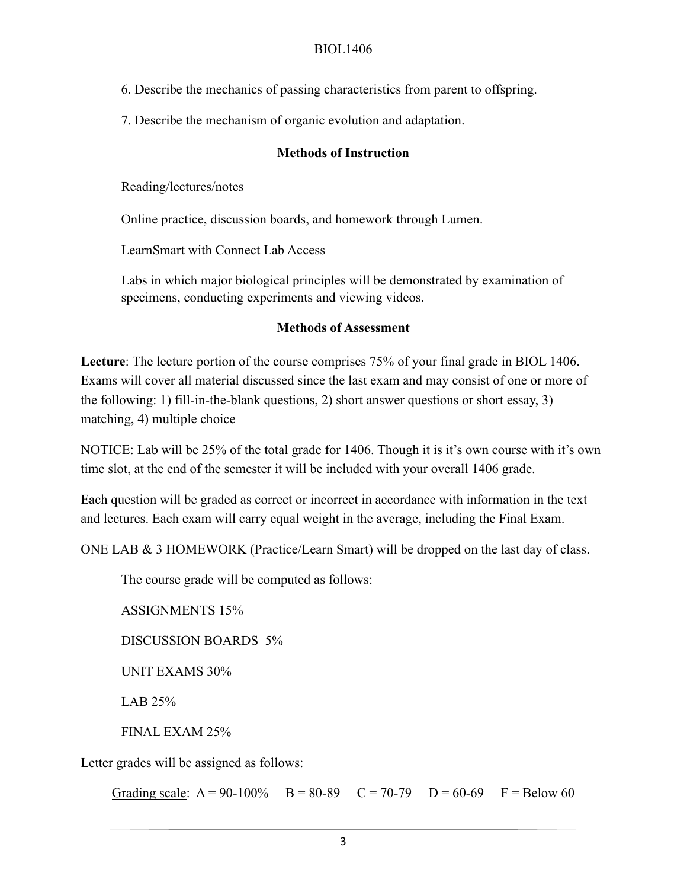6. Describe the mechanics of passing characteristics from parent to offspring.

7. Describe the mechanism of organic evolution and adaptation.

### Methods of Instruction

Reading/lectures/notes

Online practice, discussion boards, and homework through Lumen.

LearnSmart with Connect Lab Access

Labs in which major biological principles will be demonstrated by examination of specimens, conducting experiments and viewing videos.

### Methods of Assessment

**Lecture**: The lecture portion of the course comprises 75% of your final grade in BIOL 1406. Exams will cover all material discussed since the last exam and may consist of one or more of the following: 1) fill-in-the-blank questions, 2) short answer questions or short essay, 3) matching, 4) multiple choice

NOTICE: Lab will be 25% of the total grade for 1406. Though it is it's own course with it's own time slot, at the end of the semester it will be included with your overall 1406 grade.

Each question will be graded as correct or incorrect in accordance with information in the text and lectures. Each exam will carry equal weight in the average, including the Final Exam.

ONE LAB & 3 HOMEWORK (Practice/Learn Smart) will be dropped on the last day of class.

The course grade will be computed as follows:

ASSIGNMENTS 15%

DISCUSSION BOARDS 5%

UNIT EXAMS 30%

LAB 25%

<u>FINAL EXAM 25%</u>

Letter grades will be assigned as follows:

<u>Grading scale</u>: A = 90-100% B = 80-89 C = 70-79 D = 60-69 F = Below 60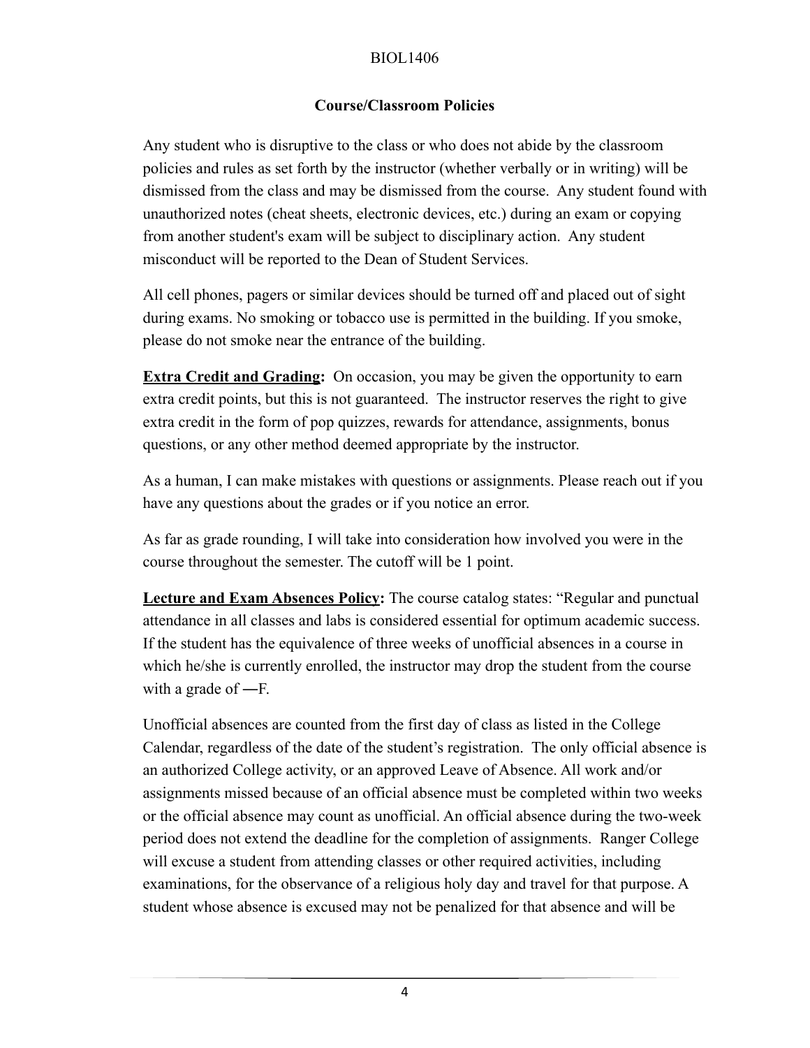## Course/Classroom Policies

Any student who is disruptive to the class or who does not abide by the classroom policies and rules as set forth by the instructor (whether verbally or in writing) will be dismissed from the class and may be dismissed from the course. Any student found with unauthorized notes (cheat sheets, electronic devices, etc.) during an exam or copying from another student's exam will be subject to disciplinary action. Any student misconduct will be reported to the Dean of Student Services.

All cell phones, pagers or similar devices should be turned off and placed out of sight during exams. No smoking or tobacco use is permitted in the building. If you smoke, please do not smoke near the entrance of the building.

**Extra Credit and Grading:** On occasion, you may be given the opportunity to earn extra credit points, but this is not guaranteed. The instructor reserves the right to give extra credit in the form of pop quizzes, rewards for attendance, assignments, bonus questions, or any other method deemed appropriate by the instructor.

As a human, I can make mistakes with questions or assignments. Please reach out if you have any questions about the grades or if you notice an error.

As far as grade rounding, I will take into consideration how involved you were in the course throughout the semester. The cutoff will be 1 point.

**Lecture and Exam Absences Policy:** The course catalog states: "Regular and punctual attendance in all classes and labs is considered essential for optimum academic success. If the student has the equivalence of three weeks of unofficial absences in a course in which he/she is currently enrolled, the instructor may drop the student from the course with a grade of ―F.

Unofficial absences are counted from the first day of class as listed in the College Calendar, regardless of the date of the student's registration. The only official absence is an authorized College activity, or an approved Leave of Absence. All work and/or assignments missed because of an official absence must be completed within two weeks or the official absence may count as unofficial. An official absence during the two-week period does not extend the deadline for the completion of assignments. Ranger College will excuse a student from attending classes or other required activities, including examinations, for the observance of a religious holy day and travel for that purpose. A student whose absence is excused may not be penalized for that absence and will be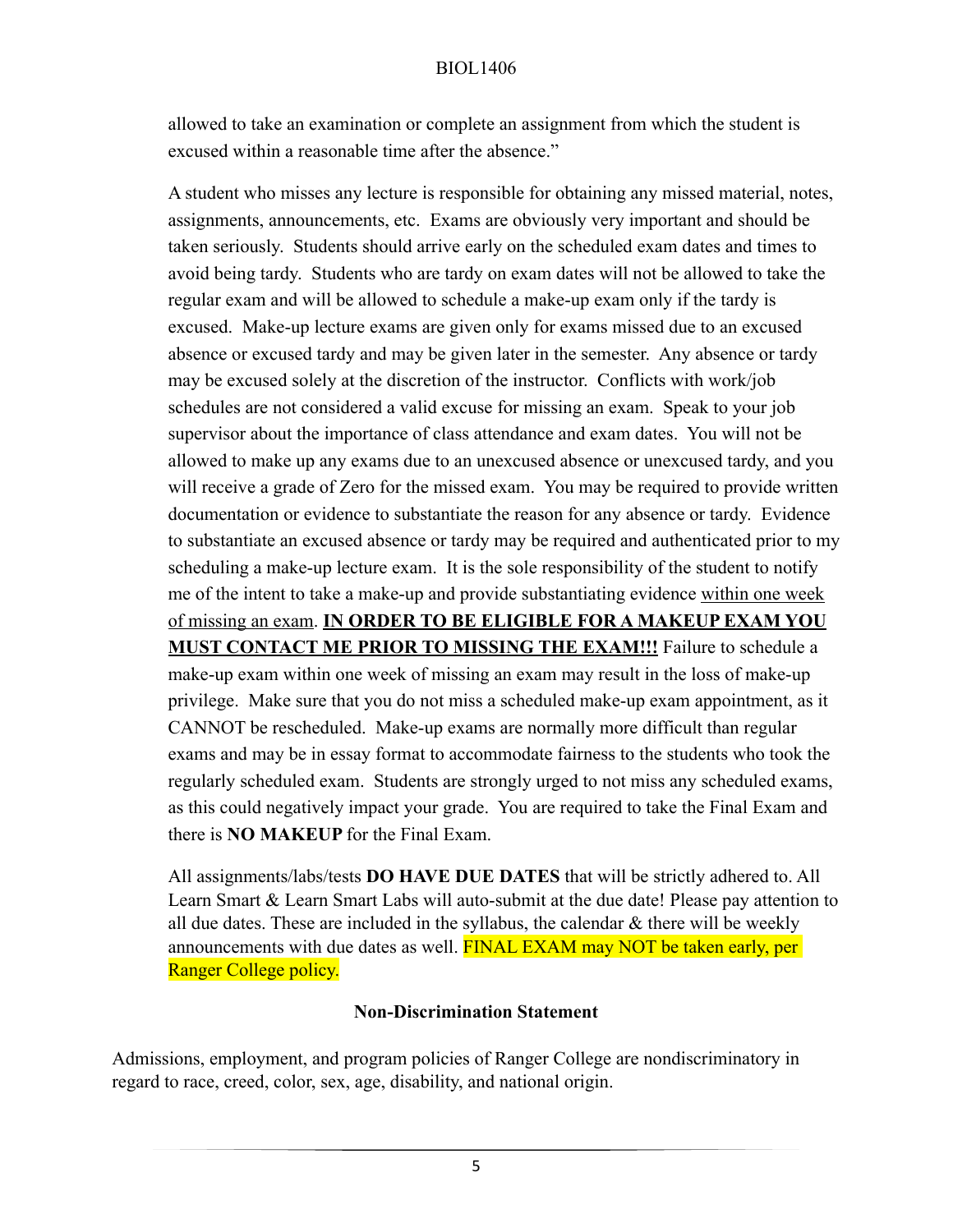allowed to take an examination or complete an assignment from which the student is excused within a reasonable time after the absence."

A student who misses any lecture is responsible for obtaining any missed material, notes, assignments, announcements, etc. Exams are obviously very important and should be taken seriously. Students should arrive early on the scheduled exam dates and times to avoid being tardy. Students who are tardy on exam dates will not be allowed to take the regular exam and will be allowed to schedule a make-up exam only if the tardy is excused. Make-up lecture exams are given only for exams missed due to an excused absence or excused tardy and may be given later in the semester. Any absence or tardy may be excused solely at the discretion of the instructor. Conflicts with work/job schedules are not considered a valid excuse for missing an exam. Speak to your job supervisor about the importance of class attendance and exam dates. You will not be allowed to make up any exams due to an unexcused absence or unexcused tardy, and you will receive a grade of Zero for the missed exam. You may be required to provide written documentation or evidence to substantiate the reason for any absence or tardy. Evidence to substantiate an excused absence or tardy may be required and authenticated prior to my scheduling a make-up lecture exam. It is the sole responsibility of the student to notify me of the intent to take a make-up and provide substantiating evidence within one week of missing an exam. **IN ORDER TO BE ELIGIBLE FOR A MAKEUP EXAM YOU MUST CONTACT ME PRIOR TO MISSING THE EXAM!!!** Failure to schedule a make-up exam within one week of missing an exam may result in the loss of make-up privilege. Make sure that you do not miss a scheduled make-up exam appointment, as it CANNOT be rescheduled. Make-up exams are normally more difficult than regular exams and may be in essay format to accommodate fairness to the students who took the regularly scheduled exam. Students are strongly urged to not miss any scheduled exams, as this could negatively impact your grade. You are required to take the Final Exam and there is **NO MAKEUP** for the Final Exam.

All assignments/labs/tests **DO HAVE DUE DATES** that will be strictly adhered to. All Learn Smart & Learn Smart Labs will auto-submit at the due date! Please pay attention to all due dates. These are included in the syllabus, the calendar & there will be weekly announcements with due dates as well. FINAL EXAM may NOT be taken early, per Ranger College policy.

### Non-Discrimination Statement

Admissions, employment, and program policies of Ranger College are nondiscriminatory in regard to race, creed, color, sex, age, disability, and national origin.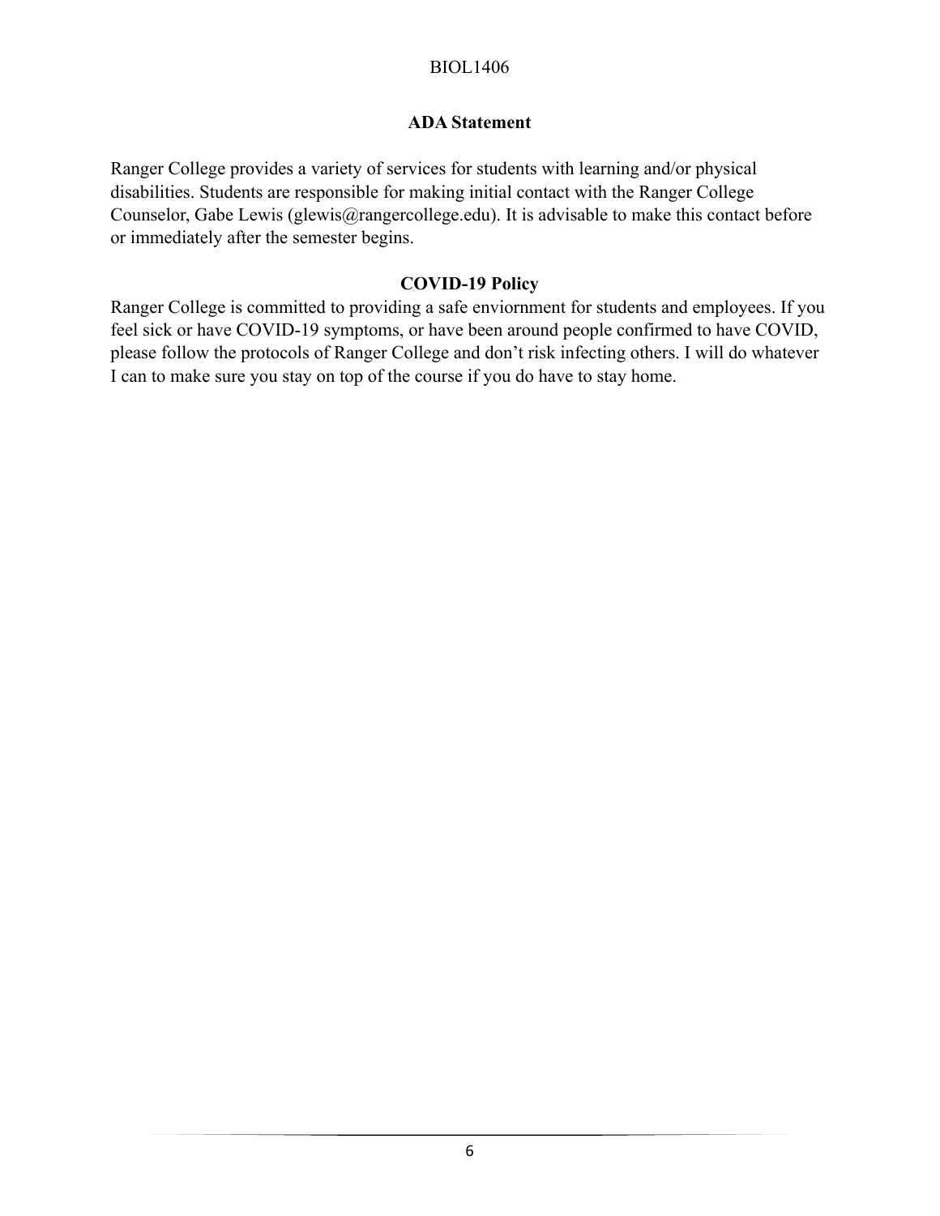## ADA Statement

Ranger College provides a variety of services for students with learning and/or physical disabilities. Students are responsible for making initial contact with the Ranger College Counselor, Gabe Lewis (glewis@rangercollege.edu). It is advisable to make this contact before or immediately after the semester begins.

## COVID-19 Policy

Ranger College is committed to providing a safe enviornment for students and employees. If you feel sick or have COVID-19 symptoms, or have been around people confirmed to have COVID, please follow the protocols of Ranger College and don't risk infecting others. I will do whatever I can to make sure you stay on top of the course if you do have to stay home.